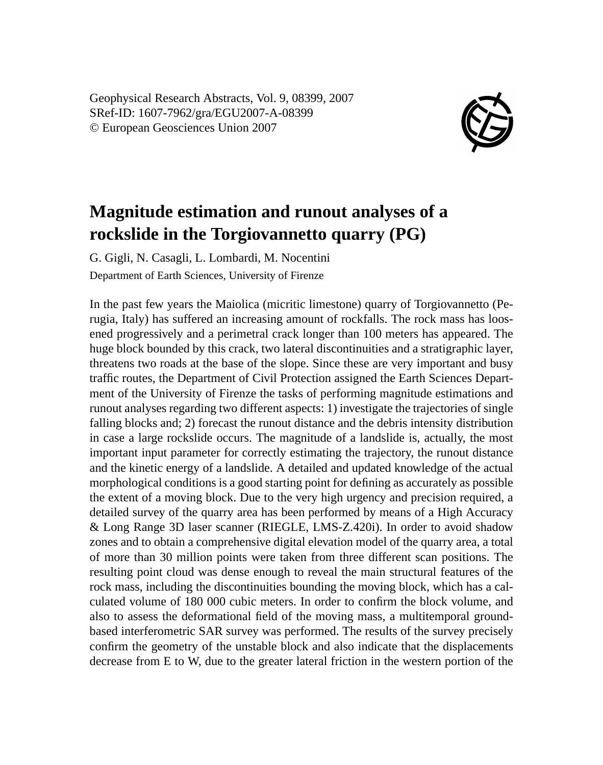Geophysical Research Abstracts, Vol. 9, 08399, 2007
SRef-ID: 1607-7962/gra/EGU2007-A-08399
© European Geosciences Union 2007

# Magnitude estimation and runout analyses of a rockslide in the Torgiovannetto quarry (PG)

G. Gigli, N. Casagli, L. Lombardi, M. Nocentini

Department of Earth Sciences, University of Firenze

In the past few years the Maiolica (micritic limestone) quarry of Torgiovannetto (Perugia, Italy) has suffered an increasing amount of rockfalls. The rock mass has loosened progressively and a perimetral crack longer than 100 meters has appeared. The huge block bounded by this crack, two lateral discontinuities and a stratigraphic layer, threatens two roads at the base of the slope. Since these are very important and busy traffic routes, the Department of Civil Protection assigned the Earth Sciences Department of the University of Firenze the tasks of performing magnitude estimations and runout analyses regarding two different aspects: 1) investigate the trajectories of single falling blocks and; 2) forecast the runout distance and the debris intensity distribution in case a large rockslide occurs. The magnitude of a landslide is, actually, the most important input parameter for correctly estimating the trajectory, the runout distance and the kinetic energy of a landslide. A detailed and updated knowledge of the actual morphological conditions is a good starting point for defining as accurately as possible the extent of a moving block. Due to the very high urgency and precision required, a detailed survey of the quarry area has been performed by means of a High Accuracy & Long Range 3D laser scanner (RIEGLE, LMS-Z.420i). In order to avoid shadow zones and to obtain a comprehensive digital elevation model of the quarry area, a total of more than 30 million points were taken from three different scan positions. The resulting point cloud was dense enough to reveal the main structural features of the rock mass, including the discontinuities bounding the moving block, which has a calculated volume of 180 000 cubic meters. In order to confirm the block volume, and also to assess the deformational field of the moving mass, a multitemporal ground-based interferometric SAR survey was performed. The results of the survey precisely confirm the geometry of the unstable block and also indicate that the displacements decrease from E to W, due to the greater lateral friction in the western portion of the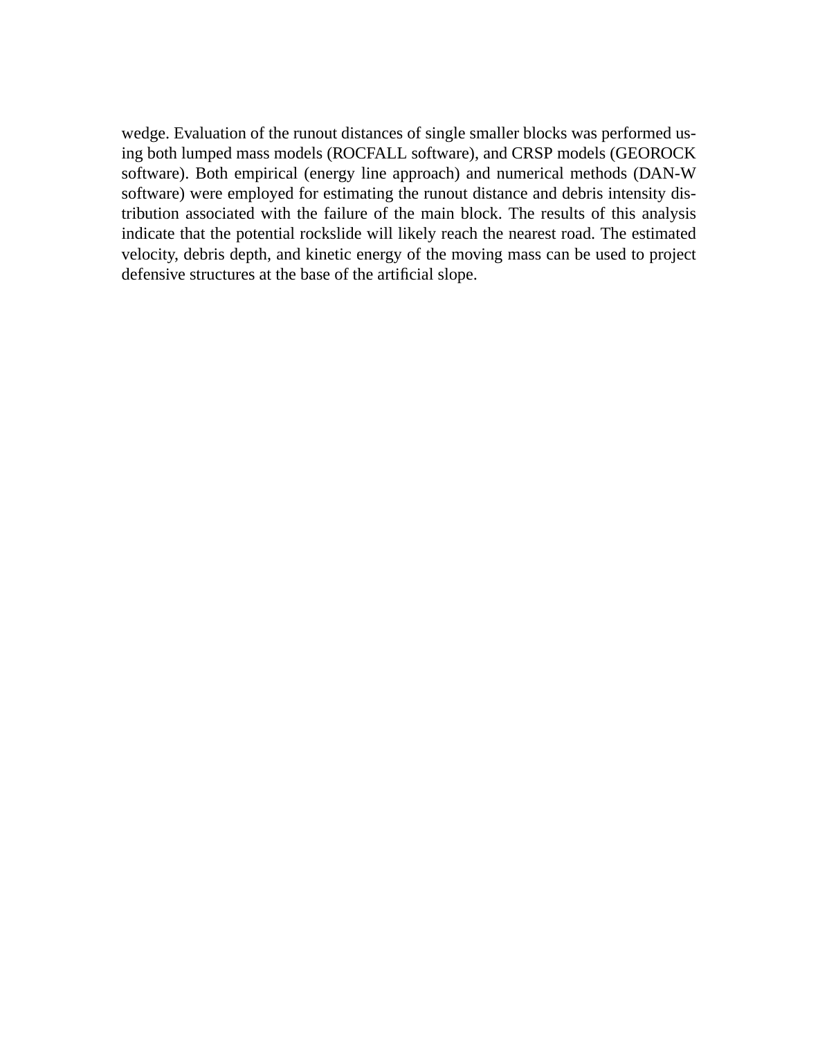wedge. Evaluation of the runout distances of single smaller blocks was performed using both lumped mass models (ROCFALL software), and CRSP models (GEOROCK software). Both empirical (energy line approach) and numerical methods (DAN-W software) were employed for estimating the runout distance and debris intensity distribution associated with the failure of the main block. The results of this analysis indicate that the potential rockslide will likely reach the nearest road. The estimated velocity, debris depth, and kinetic energy of the moving mass can be used to project defensive structures at the base of the artificial slope.